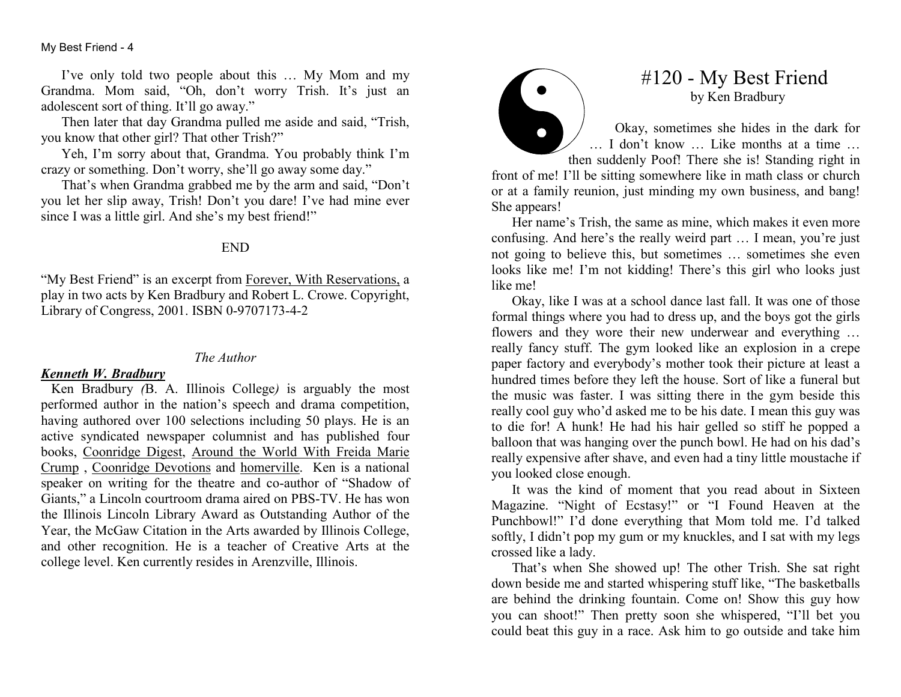I've only told two people about this … My Mom and my Grandma. Mom said, "Oh, don't worry Trish. It's just an adolescent sort of thing. It'll go away."

Then later that day Grandma pulled me aside and said, "Trish, you know that other girl? That other Trish?"

Yeh, I'm sorry about that, Grandma. You probably think I'm crazy or something. Don't worry, she'll go away some day."

That's when Grandma grabbed me by the arm and said, "Don't you let her slip away, Trish! Don't you dare! I've had mine ever since I was a little girl. And she's my best friend!"

END

"My Best Friend" is an excerpt from Forever, With Reservations, a play in two acts by Ken Bradbury and Robert L. Crowe. Copyright, Library of Congress, 2001. ISBN 0-9707173-4-2

*The Author*

***Kenneth W. Bradbury***

Ken Bradbury (B. A. Illinois College) is arguably the most performed author in the nation's speech and drama competition, having authored over 100 selections including 50 plays. He is an active syndicated newspaper columnist and has published four books, Coonridge Digest, Around the World With Freida Marie Crump, Coonridge Devotions and homerville. Ken is a national speaker on writing for the theatre and co-author of "Shadow of Giants," a Lincoln courtroom drama aired on PBS-TV. He has won the Illinois Lincoln Library Award as Outstanding Author of the Year, the McGaw Citation in the Arts awarded by Illinois College, and other recognition. He is a teacher of Creative Arts at the college level. Ken currently resides in Arenzville, Illinois.

# #120 - My Best Friend

by Ken Bradbury

Okay, sometimes she hides in the dark for … I don't know … Like months at a time … then suddenly Poof! There she is! Standing right in front of me! I'll be sitting somewhere like in math class or church or at a family reunion, just minding my own business, and bang! She appears!

Her name's Trish, the same as mine, which makes it even more confusing. And here's the really weird part … I mean, you're just not going to believe this, but sometimes … sometimes she even looks like me! I'm not kidding! There's this girl who looks just like me!

Okay, like I was at a school dance last fall. It was one of those formal things where you had to dress up, and the boys got the girls flowers and they wore their new underwear and everything … really fancy stuff. The gym looked like an explosion in a crepe paper factory and everybody's mother took their picture at least a hundred times before they left the house. Sort of like a funeral but the music was faster. I was sitting there in the gym beside this really cool guy who'd asked me to be his date. I mean this guy was to die for! A hunk! He had his hair gelled so stiff he popped a balloon that was hanging over the punch bowl. He had on his dad's really expensive after shave, and even had a tiny little moustache if you looked close enough.

It was the kind of moment that you read about in Sixteen Magazine. "Night of Ecstasy!" or "I Found Heaven at the Punchbowl!" I'd done everything that Mom told me. I'd talked softly, I didn't pop my gum or my knuckles, and I sat with my legs crossed like a lady.

That's when She showed up! The other Trish. She sat right down beside me and started whispering stuff like, "The basketballs are behind the drinking fountain. Come on! Show this guy how you can shoot!" Then pretty soon she whispered, "I'll bet you could beat this guy in a race. Ask him to go outside and take him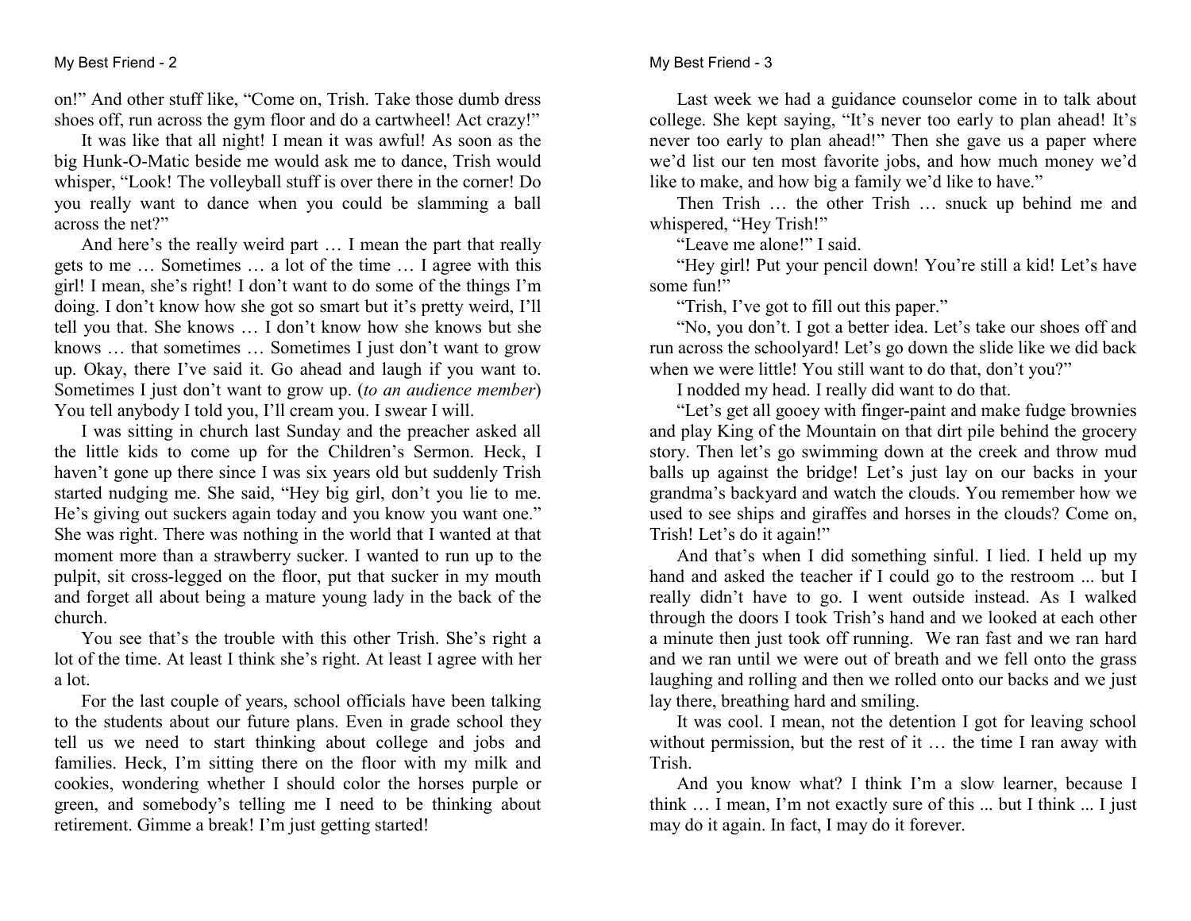on!" And other stuff like, "Come on, Trish. Take those dumb dress shoes off, run across the gym floor and do a cartwheel! Act crazy!"

It was like that all night! I mean it was awful! As soon as the big Hunk-O-Matic beside me would ask me to dance, Trish would whisper, "Look! The volleyball stuff is over there in the corner! Do you really want to dance when you could be slamming a ball across the net?"

And here's the really weird part … I mean the part that really gets to me … Sometimes … a lot of the time … I agree with this girl! I mean, she's right! I don't want to do some of the things I'm doing. I don't know how she got so smart but it's pretty weird, I'll tell you that. She knows … I don't know how she knows but she knows … that sometimes … Sometimes I just don't want to grow up. Okay, there I've said it. Go ahead and laugh if you want to. Sometimes I just don't want to grow up. (*to an audience member*) You tell anybody I told you, I'll cream you. I swear I will.

I was sitting in church last Sunday and the preacher asked all the little kids to come up for the Children's Sermon. Heck, I haven't gone up there since I was six years old but suddenly Trish started nudging me. She said, "Hey big girl, don't you lie to me. He's giving out suckers again today and you know you want one." She was right. There was nothing in the world that I wanted at that moment more than a strawberry sucker. I wanted to run up to the pulpit, sit cross-legged on the floor, put that sucker in my mouth and forget all about being a mature young lady in the back of the church.

You see that's the trouble with this other Trish. She's right a lot of the time. At least I think she's right. At least I agree with her a lot.

For the last couple of years, school officials have been talking to the students about our future plans. Even in grade school they tell us we need to start thinking about college and jobs and families. Heck, I'm sitting there on the floor with my milk and cookies, wondering whether I should color the horses purple or green, and somebody's telling me I need to be thinking about retirement. Gimme a break! I'm just getting started!

Last week we had a guidance counselor come in to talk about college. She kept saying, "It's never too early to plan ahead! It's never too early to plan ahead!" Then she gave us a paper where we'd list our ten most favorite jobs, and how much money we'd like to make, and how big a family we'd like to have."

Then Trish … the other Trish … snuck up behind me and whispered, "Hey Trish!"

"Leave me alone!" I said.

"Hey girl! Put your pencil down! You're still a kid! Let's have some fun!"

"Trish, I've got to fill out this paper."

"No, you don't. I got a better idea. Let's take our shoes off and run across the schoolyard! Let's go down the slide like we did back when we were little! You still want to do that, don't you?"

I nodded my head. I really did want to do that.

"Let's get all gooey with finger-paint and make fudge brownies and play King of the Mountain on that dirt pile behind the grocery story. Then let's go swimming down at the creek and throw mud balls up against the bridge! Let's just lay on our backs in your grandma's backyard and watch the clouds. You remember how we used to see ships and giraffes and horses in the clouds? Come on, Trish! Let's do it again!"

And that's when I did something sinful. I lied. I held up my hand and asked the teacher if I could go to the restroom ... but I really didn't have to go. I went outside instead. As I walked through the doors I took Trish's hand and we looked at each other a minute then just took off running. We ran fast and we ran hard and we ran until we were out of breath and we fell onto the grass laughing and rolling and then we rolled onto our backs and we just lay there, breathing hard and smiling.

It was cool. I mean, not the detention I got for leaving school without permission, but the rest of it … the time I ran away with Trish.

And you know what? I think I'm a slow learner, because I think … I mean, I'm not exactly sure of this ... but I think ... I just may do it again. In fact, I may do it forever.